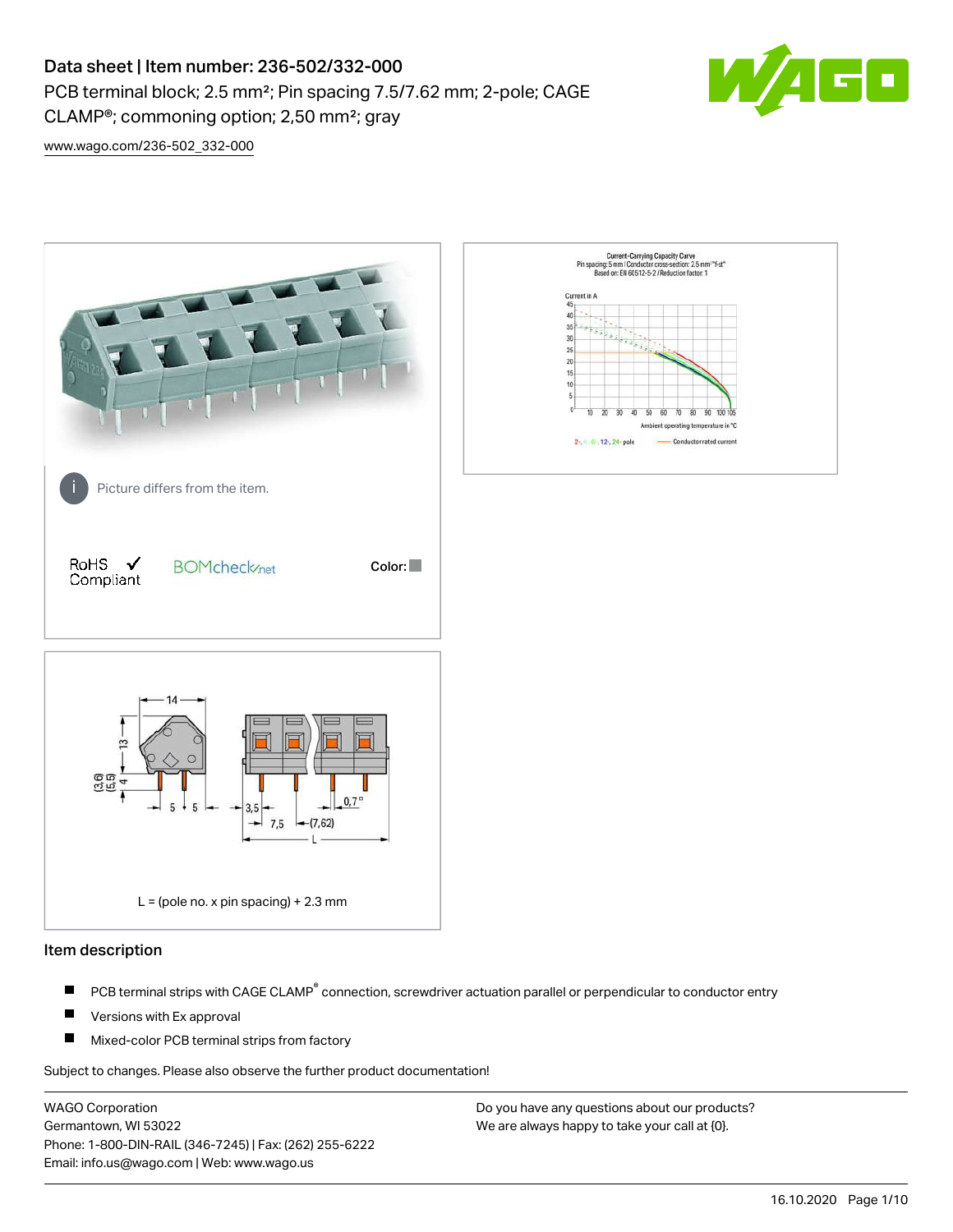# Data sheet | Item number: 236-502/332-000

PCB terminal block; 2.5 mm²; Pin spacing 7.5/7.62 mm; 2-pole; CAGE CLAMP®; commoning option; 2,50 mm²; gray

www.wago.com/236-502_332-000

Picture differs from the item.

RoHS ✓ Compliant

BOMcheck.net

Color:

L = (pole no. x pin spacing) + 2.3 mm

## Item description

- PCB terminal strips with CAGE CLAMP® connection, screwdriver actuation parallel or perpendicular to conductor entry
- Versions with Ex approval
- Mixed-color PCB terminal strips from factory

Subject to changes. Please also observe the further product documentation!

WAGO Corporation
Germantown, WI 53022
Phone: 1-800-DIN-RAIL (346-7245) | Fax: (262) 255-6222
Email: info.us@wago.com | Web: www.wago.us

Do you have any questions about our products?
We are always happy to take your call at {0}.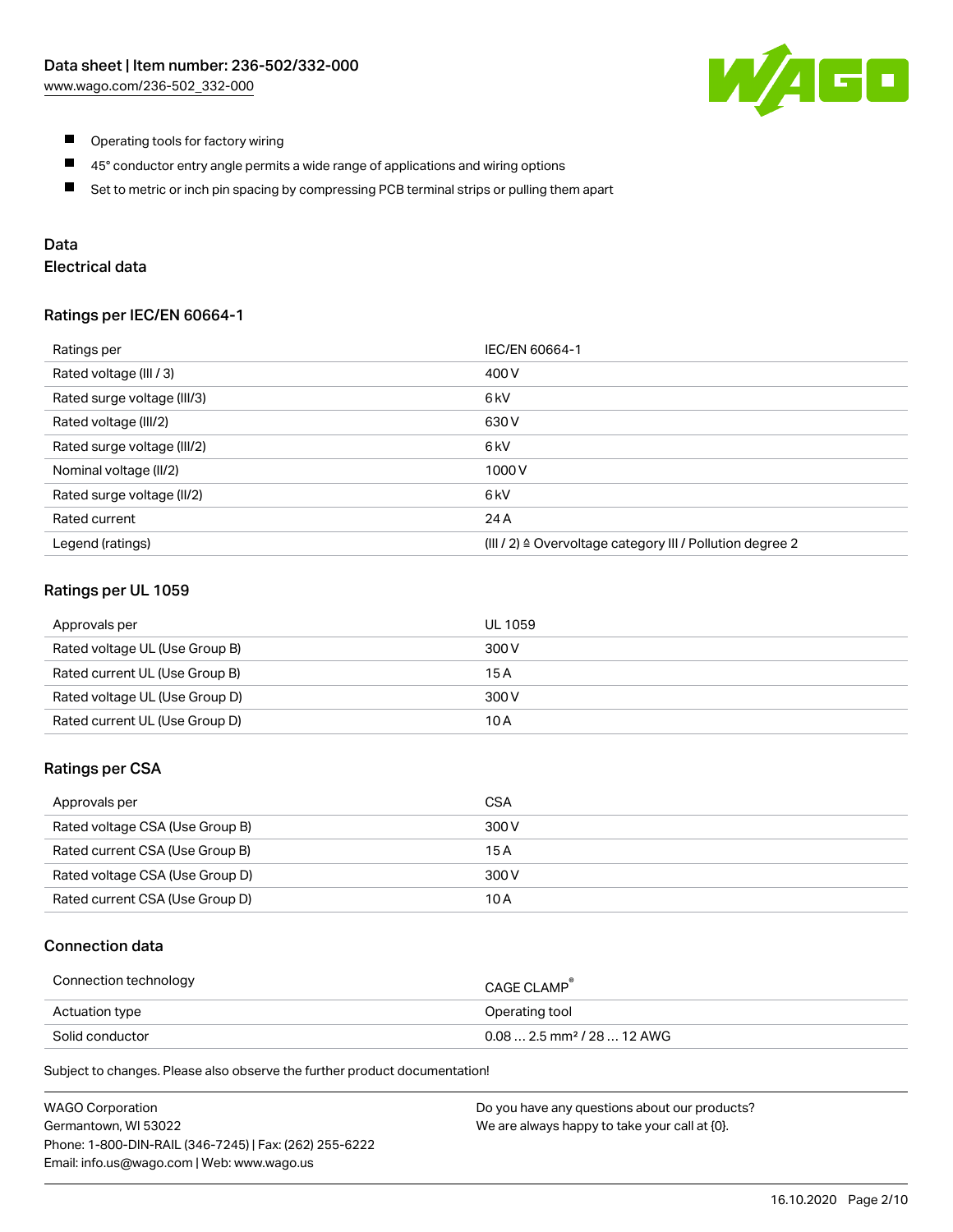- Operating tools for factory wiring
- 45° conductor entry angle permits a wide range of applications and wiring options
- Set to metric or inch pin spacing by compressing PCB terminal strips or pulling them apart

## Data

### Electrical data

#### Ratings per IEC/EN 60664-1

| Ratings per | IEC/EN 60664-1 |
| --- | --- |
| Rated voltage (III / 3) | 400 V |
| Rated surge voltage (III/3) | 6 kV |
| Rated voltage (III/2) | 630 V |
| Rated surge voltage (III/2) | 6 kV |
| Nominal voltage (II/2) | 1000 V |
| Rated surge voltage (II/2) | 6 kV |
| Rated current | 24 A |
| Legend (ratings) | (III / 2) ≙ Overvoltage category III / Pollution degree 2 |

#### Ratings per UL 1059

| Approvals per | UL 1059 |
| --- | --- |
| Rated voltage UL (Use Group B) | 300 V |
| Rated current UL (Use Group B) | 15 A |
| Rated voltage UL (Use Group D) | 300 V |
| Rated current UL (Use Group D) | 10 A |

#### Ratings per CSA

| Approvals per | CSA |
| --- | --- |
| Rated voltage CSA (Use Group B) | 300 V |
| Rated current CSA (Use Group B) | 15 A |
| Rated voltage CSA (Use Group D) | 300 V |
| Rated current CSA (Use Group D) | 10 A |

### Connection data

| Connection technology | CAGE CLAMP® |
| --- | --- |
| Actuation type | Operating tool |
| Solid conductor | 0.08 … 2.5 mm² / 28 … 12 AWG |

Subject to changes. Please also observe the further product documentation!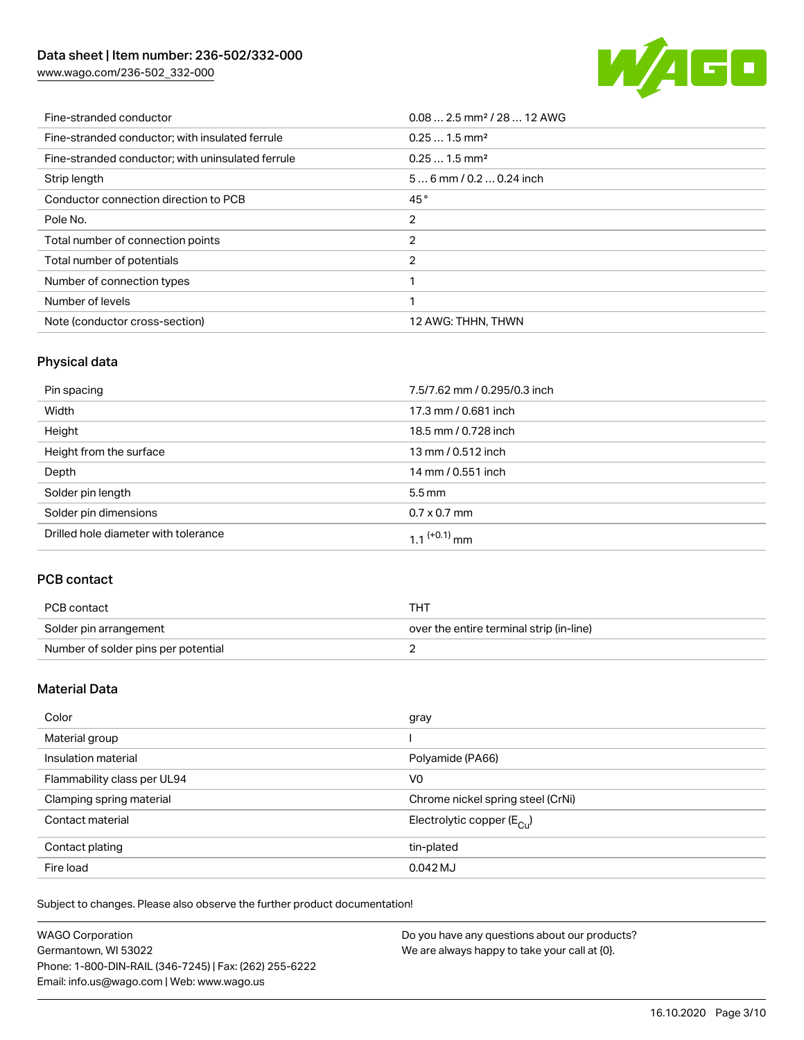| Fine-stranded conductor | 0.08 … 2.5 mm² / 28 … 12 AWG |
| --- | --- |
| Fine-stranded conductor; with insulated ferrule | 0.25 … 1.5 mm² |
| Fine-stranded conductor; with uninsulated ferrule | 0.25 … 1.5 mm² |
| Strip length | 5 … 6 mm / 0.2 … 0.24 inch |
| Conductor connection direction to PCB | 45 ° |
| Pole No. | 2 |
| Total number of connection points | 2 |
| Total number of potentials | 2 |
| Number of connection types | 1 |
| Number of levels | 1 |
| Note (conductor cross-section) | 12 AWG: THHN, THWN |

## Physical data

| Pin spacing | 7.5/7.62 mm / 0.295/0.3 inch |
| --- | --- |
| Width | 17.3 mm / 0.681 inch |
| Height | 18.5 mm / 0.728 inch |
| Height from the surface | 13 mm / 0.512 inch |
| Depth | 14 mm / 0.551 inch |
| Solder pin length | 5.5 mm |
| Solder pin dimensions | 0.7 x 0.7 mm |
| Drilled hole diameter with tolerance | $1.1^{(+0.1)}$ mm |

## PCB contact

| PCB contact | THT |
| --- | --- |
| Solder pin arrangement | over the entire terminal strip (in-line) |
| Number of solder pins per potential | 2 |

## Material Data

| Color | gray |
| --- | --- |
| Material group | I |
| Insulation material | Polyamide (PA66) |
| Flammability class per UL94 | V0 |
| Clamping spring material | Chrome nickel spring steel (CrNi) |
| Contact material | Electrolytic copper ($E_{Cu}$) |
| Contact plating | tin-plated |
| Fire load | 0.042 MJ |

Subject to changes. Please also observe the further product documentation!

WAGO Corporation
Germantown, WI 53022
Phone: 1-800-DIN-RAIL (346-7245) | Fax: (262) 255-6222
Email: info.us@wago.com | Web: www.wago.us

Do you have any questions about our products?
We are always happy to take your call at {0}.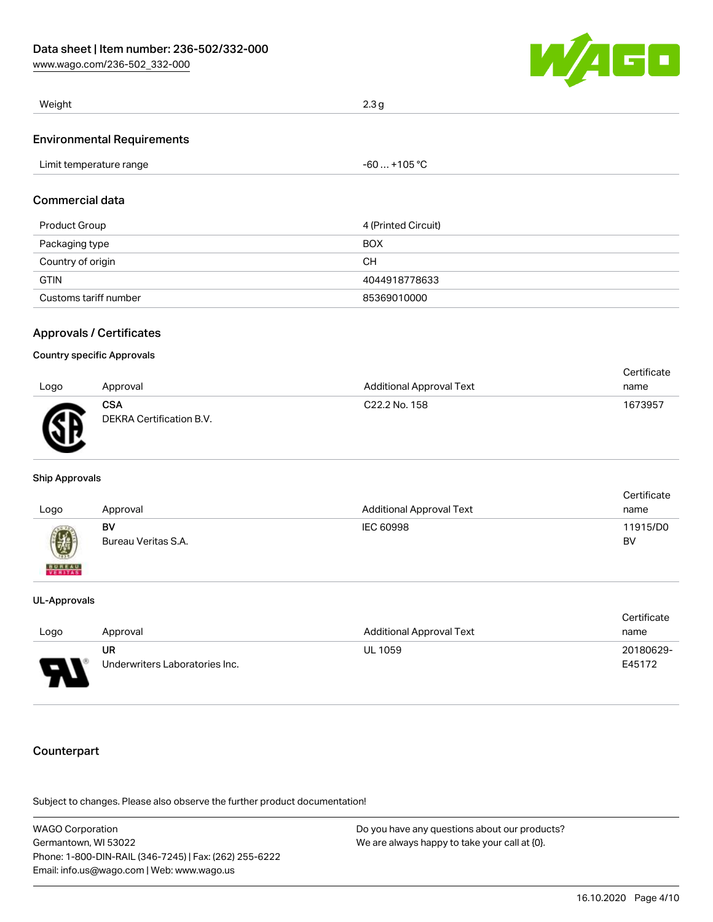| Weight | 2.3 g |
| --- | --- |

## Environmental Requirements

| Limit temperature range | -60 … +105 °C |
| --- | --- |

## Commercial data

| Product Group | 4 (Printed Circuit) |
| --- | --- |
| Packaging type | BOX |
| Country of origin | CH |
| GTIN | 4044918778633 |
| Customs tariff number | 85369010000 |

## Approvals / Certificates

### Country specific Approvals

| Logo | Approval | Additional Approval Text | Certificate name |
| --- | --- | --- | --- |
| | **CSA** DEKRA Certification B.V. | C22.2 No. 158 | 1673957 |

### Ship Approvals

| Logo | Approval | Additional Approval Text | Certificate name |
| --- | --- | --- | --- |
| | **BV** Bureau Veritas S.A. | IEC 60998 | 11915/D0 BV |

### UL-Approvals

| Logo | Approval | Additional Approval Text | Certificate name |
| --- | --- | --- | --- |
| | **UR** Underwriters Laboratories Inc. | UL 1059 | 20180629-E45172 |

## Counterpart

Subject to changes. Please also observe the further product documentation!

WAGO Corporation
Germantown, WI 53022
Phone: 1-800-DIN-RAIL (346-7245) | Fax: (262) 255-6222
Email: info.us@wago.com | Web: www.wago.us

Do you have any questions about our products?
We are always happy to take your call at {0}.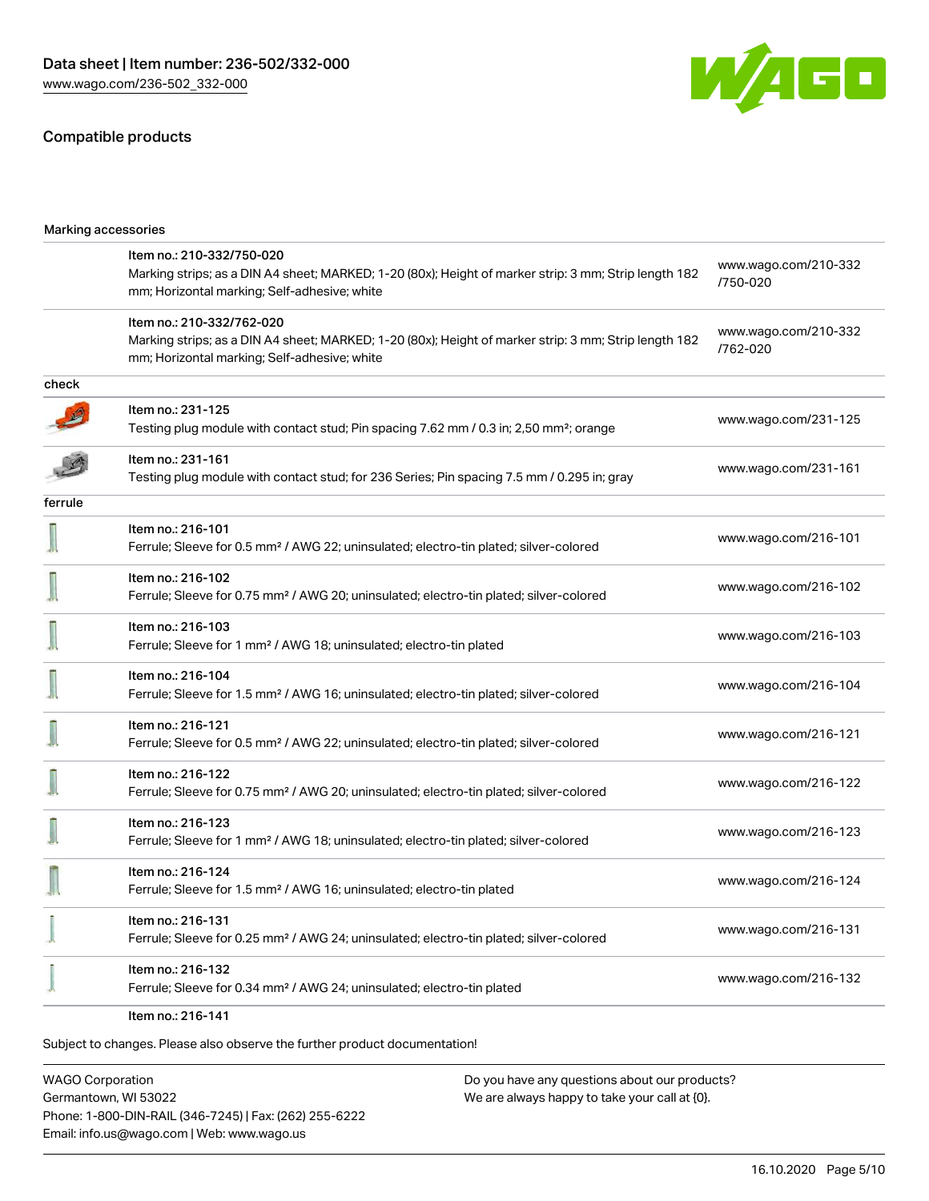## Compatible products

| Marking accessories | | |
|---|---|---|
| | Item no.: 210-332/750-020<br>Marking strips; as a DIN A4 sheet; MARKED; 1-20 (80x); Height of marker strip: 3 mm; Strip length 182 mm; Horizontal marking; Self-adhesive; white | www.wago.com/210-332/750-020 |
| | Item no.: 210-332/762-020<br>Marking strips; as a DIN A4 sheet; MARKED; 1-20 (80x); Height of marker strip: 3 mm; Strip length 182 mm; Horizontal marking; Self-adhesive; white | www.wago.com/210-332/762-020 |
| **check** | | |
| | Item no.: 231-125<br>Testing plug module with contact stud; Pin spacing 7.62 mm / 0.3 in; 2,50 mm²; orange | www.wago.com/231-125 |
| | Item no.: 231-161<br>Testing plug module with contact stud; for 236 Series; Pin spacing 7.5 mm / 0.295 in; gray | www.wago.com/231-161 |
| **ferrule** | | |
| | Item no.: 216-101<br>Ferrule; Sleeve for 0.5 mm² / AWG 22; uninsulated; electro-tin plated; silver-colored | www.wago.com/216-101 |
| | Item no.: 216-102<br>Ferrule; Sleeve for 0.75 mm² / AWG 20; uninsulated; electro-tin plated; silver-colored | www.wago.com/216-102 |
| | Item no.: 216-103<br>Ferrule; Sleeve for 1 mm² / AWG 18; uninsulated; electro-tin plated | www.wago.com/216-103 |
| | Item no.: 216-104<br>Ferrule; Sleeve for 1.5 mm² / AWG 16; uninsulated; electro-tin plated; silver-colored | www.wago.com/216-104 |
| | Item no.: 216-121<br>Ferrule; Sleeve for 0.5 mm² / AWG 22; uninsulated; electro-tin plated; silver-colored | www.wago.com/216-121 |
| | Item no.: 216-122<br>Ferrule; Sleeve for 0.75 mm² / AWG 20; uninsulated; electro-tin plated; silver-colored | www.wago.com/216-122 |
| | Item no.: 216-123<br>Ferrule; Sleeve for 1 mm² / AWG 18; uninsulated; electro-tin plated; silver-colored | www.wago.com/216-123 |
| | Item no.: 216-124<br>Ferrule; Sleeve for 1.5 mm² / AWG 16; uninsulated; electro-tin plated | www.wago.com/216-124 |
| | Item no.: 216-131<br>Ferrule; Sleeve for 0.25 mm² / AWG 24; uninsulated; electro-tin plated; silver-colored | www.wago.com/216-131 |
| | Item no.: 216-132<br>Ferrule; Sleeve for 0.34 mm² / AWG 24; uninsulated; electro-tin plated | www.wago.com/216-132 |
| | Item no.: 216-141 | |

Subject to changes. Please also observe the further product documentation!

WAGO Corporation
Germantown, WI 53022
Phone: 1-800-DIN-RAIL (346-7245) | Fax: (262) 255-6222
Email: info.us@wago.com | Web: www.wago.us

Do you have any questions about our products?
We are always happy to take your call at {0}.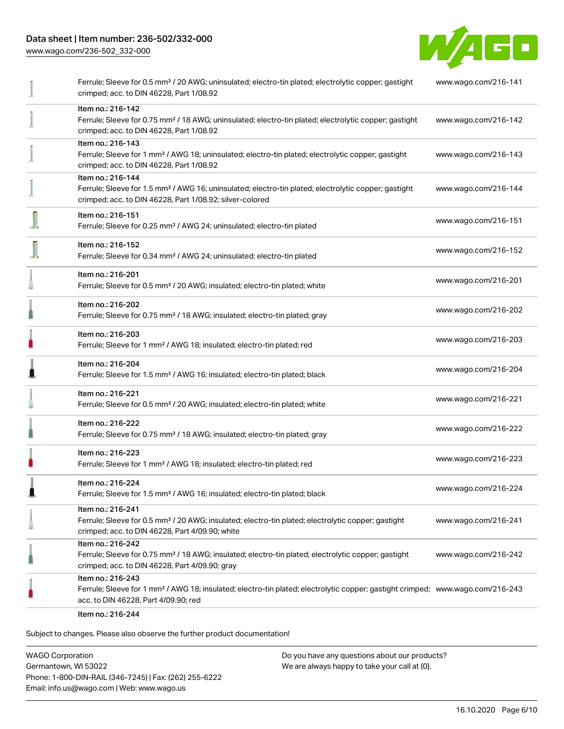| | | |
|---|---|---|
| | Ferrule; Sleeve for 0.5 mm² / 20 AWG; uninsulated; electro-tin plated; electrolytic copper; gastight crimped; acc. to DIN 46228, Part 1/08.92 | www.wago.com/216-141 |
| | Item no.: 216-142<br>Ferrule; Sleeve for 0.75 mm² / 18 AWG; uninsulated; electro-tin plated; electrolytic copper; gastight crimped; acc. to DIN 46228, Part 1/08.92 | www.wago.com/216-142 |
| | Item no.: 216-143<br>Ferrule; Sleeve for 1 mm² / AWG 18; uninsulated; electro-tin plated; electrolytic copper; gastight crimped; acc. to DIN 46228, Part 1/08.92 | www.wago.com/216-143 |
| | Item no.: 216-144<br>Ferrule; Sleeve for 1.5 mm² / AWG 16; uninsulated; electro-tin plated; electrolytic copper; gastight crimped; acc. to DIN 46228, Part 1/08.92; silver-colored | www.wago.com/216-144 |
| | Item no.: 216-151<br>Ferrule; Sleeve for 0.25 mm² / AWG 24; uninsulated; electro-tin plated | www.wago.com/216-151 |
| | Item no.: 216-152<br>Ferrule; Sleeve for 0.34 mm² / AWG 24; uninsulated; electro-tin plated | www.wago.com/216-152 |
| | Item no.: 216-201<br>Ferrule; Sleeve for 0.5 mm² / 20 AWG; insulated; electro-tin plated; white | www.wago.com/216-201 |
| | Item no.: 216-202<br>Ferrule; Sleeve for 0.75 mm² / 18 AWG; insulated; electro-tin plated; gray | www.wago.com/216-202 |
| | Item no.: 216-203<br>Ferrule; Sleeve for 1 mm² / AWG 18; insulated; electro-tin plated; red | www.wago.com/216-203 |
| | Item no.: 216-204<br>Ferrule; Sleeve for 1.5 mm² / AWG 16; insulated; electro-tin plated; black | www.wago.com/216-204 |
| | Item no.: 216-221<br>Ferrule; Sleeve for 0.5 mm² / 20 AWG; insulated; electro-tin plated; white | www.wago.com/216-221 |
| | Item no.: 216-222<br>Ferrule; Sleeve for 0.75 mm² / 18 AWG; insulated; electro-tin plated; gray | www.wago.com/216-222 |
| | Item no.: 216-223<br>Ferrule; Sleeve for 1 mm² / AWG 18; insulated; electro-tin plated; red | www.wago.com/216-223 |
| | Item no.: 216-224<br>Ferrule; Sleeve for 1.5 mm² / AWG 16; insulated; electro-tin plated; black | www.wago.com/216-224 |
| | Item no.: 216-241<br>Ferrule; Sleeve for 0.5 mm² / 20 AWG; insulated; electro-tin plated; electrolytic copper; gastight crimped; acc. to DIN 46228, Part 4/09.90; white | www.wago.com/216-241 |
| | Item no.: 216-242<br>Ferrule; Sleeve for 0.75 mm² / 18 AWG; insulated; electro-tin plated; electrolytic copper; gastight crimped; acc. to DIN 46228, Part 4/09.90; gray | www.wago.com/216-242 |
| | Item no.: 216-243<br>Ferrule; Sleeve for 1 mm² / AWG 18; insulated; electro-tin plated; electrolytic copper; gastight crimped; acc. to DIN 46228, Part 4/09.90; red | www.wago.com/216-243 |
| | Item no.: 216-244 | |

Subject to changes. Please also observe the further product documentation!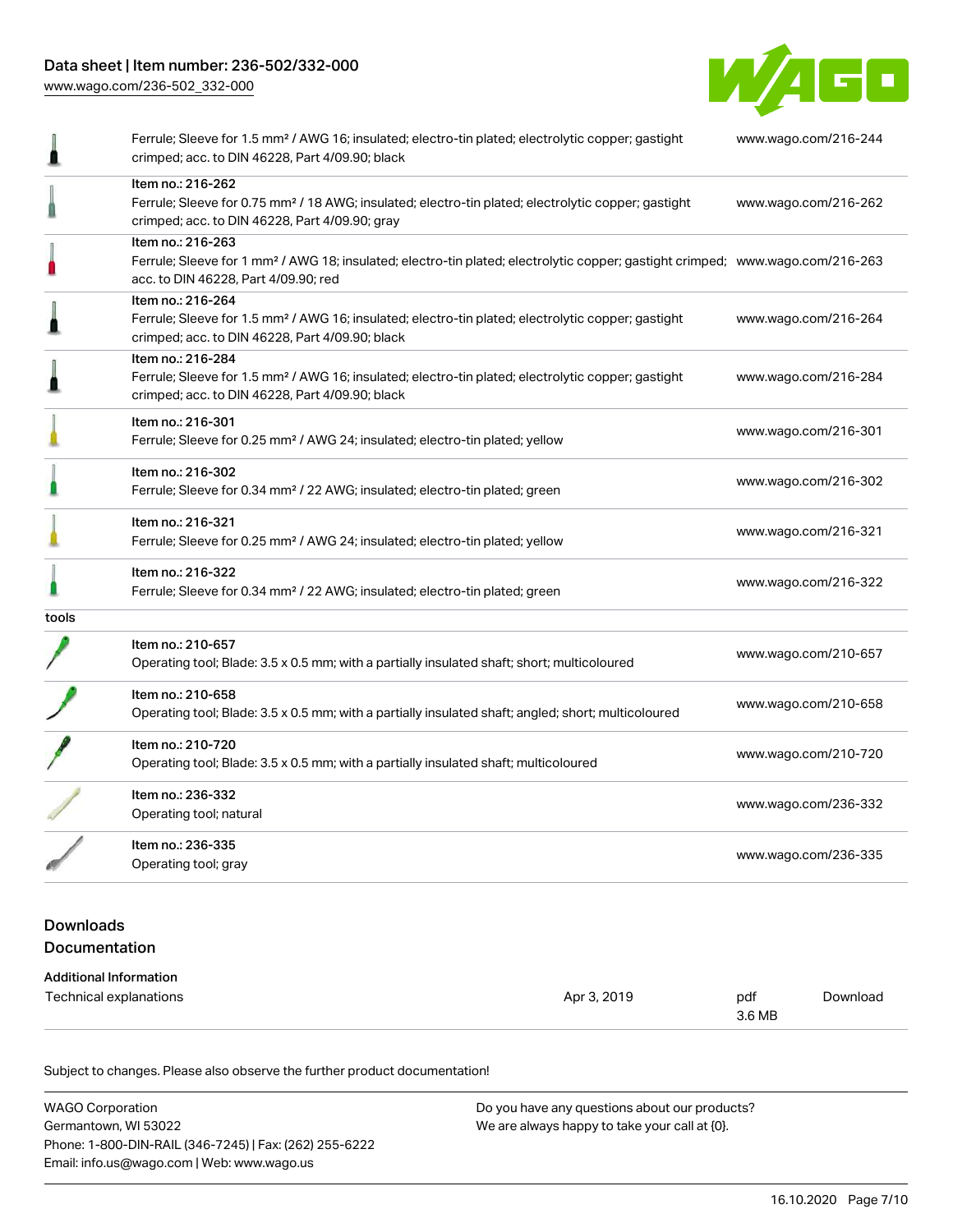| | | |
|---|---|---|
| | Ferrule; Sleeve for 1.5 mm² / AWG 16; insulated; electro-tin plated; electrolytic copper; gastight crimped; acc. to DIN 46228, Part 4/09.90; black | www.wago.com/216-244 |
| | Item no.: 216-262<br>Ferrule; Sleeve for 0.75 mm² / 18 AWG; insulated; electro-tin plated; electrolytic copper; gastight crimped; acc. to DIN 46228, Part 4/09.90; gray | www.wago.com/216-262 |
| | Item no.: 216-263<br>Ferrule; Sleeve for 1 mm² / AWG 18; insulated; electro-tin plated; electrolytic copper; gastight crimped; acc. to DIN 46228, Part 4/09.90; red | www.wago.com/216-263 |
| | Item no.: 216-264<br>Ferrule; Sleeve for 1.5 mm² / AWG 16; insulated; electro-tin plated; electrolytic copper; gastight crimped; acc. to DIN 46228, Part 4/09.90; black | www.wago.com/216-264 |
| | Item no.: 216-284<br>Ferrule; Sleeve for 1.5 mm² / AWG 16; insulated; electro-tin plated; electrolytic copper; gastight crimped; acc. to DIN 46228, Part 4/09.90; black | www.wago.com/216-284 |
| | Item no.: 216-301<br>Ferrule; Sleeve for 0.25 mm² / AWG 24; insulated; electro-tin plated; yellow | www.wago.com/216-301 |
| | Item no.: 216-302<br>Ferrule; Sleeve for 0.34 mm² / 22 AWG; insulated; electro-tin plated; green | www.wago.com/216-302 |
| | Item no.: 216-321<br>Ferrule; Sleeve for 0.25 mm² / AWG 24; insulated; electro-tin plated; yellow | www.wago.com/216-321 |
| | Item no.: 216-322<br>Ferrule; Sleeve for 0.34 mm² / 22 AWG; insulated; electro-tin plated; green | www.wago.com/216-322 |
| tools | | |
| | Item no.: 210-657<br>Operating tool; Blade: 3.5 x 0.5 mm; with a partially insulated shaft; short; multicoloured | www.wago.com/210-657 |
| | Item no.: 210-658<br>Operating tool; Blade: 3.5 x 0.5 mm; with a partially insulated shaft; angled; short; multicoloured | www.wago.com/210-658 |
| | Item no.: 210-720<br>Operating tool; Blade: 3.5 x 0.5 mm; with a partially insulated shaft; multicoloured | www.wago.com/210-720 |
| | Item no.: 236-332<br>Operating tool; natural | www.wago.com/236-332 |
| | Item no.: 236-335<br>Operating tool; gray | www.wago.com/236-335 |

## Downloads

### Documentation

**Additional Information**

| | | | |
|---|---|---|---|
| Technical explanations | Apr 3, 2019 | pdf<br>3.6 MB | Download |

Subject to changes. Please also observe the further product documentation!

WAGO Corporation
Germantown, WI 53022
Phone: 1-800-DIN-RAIL (346-7245) | Fax: (262) 255-6222
Email: info.us@wago.com | Web: www.wago.us

Do you have any questions about our products?
We are always happy to take your call at {0}.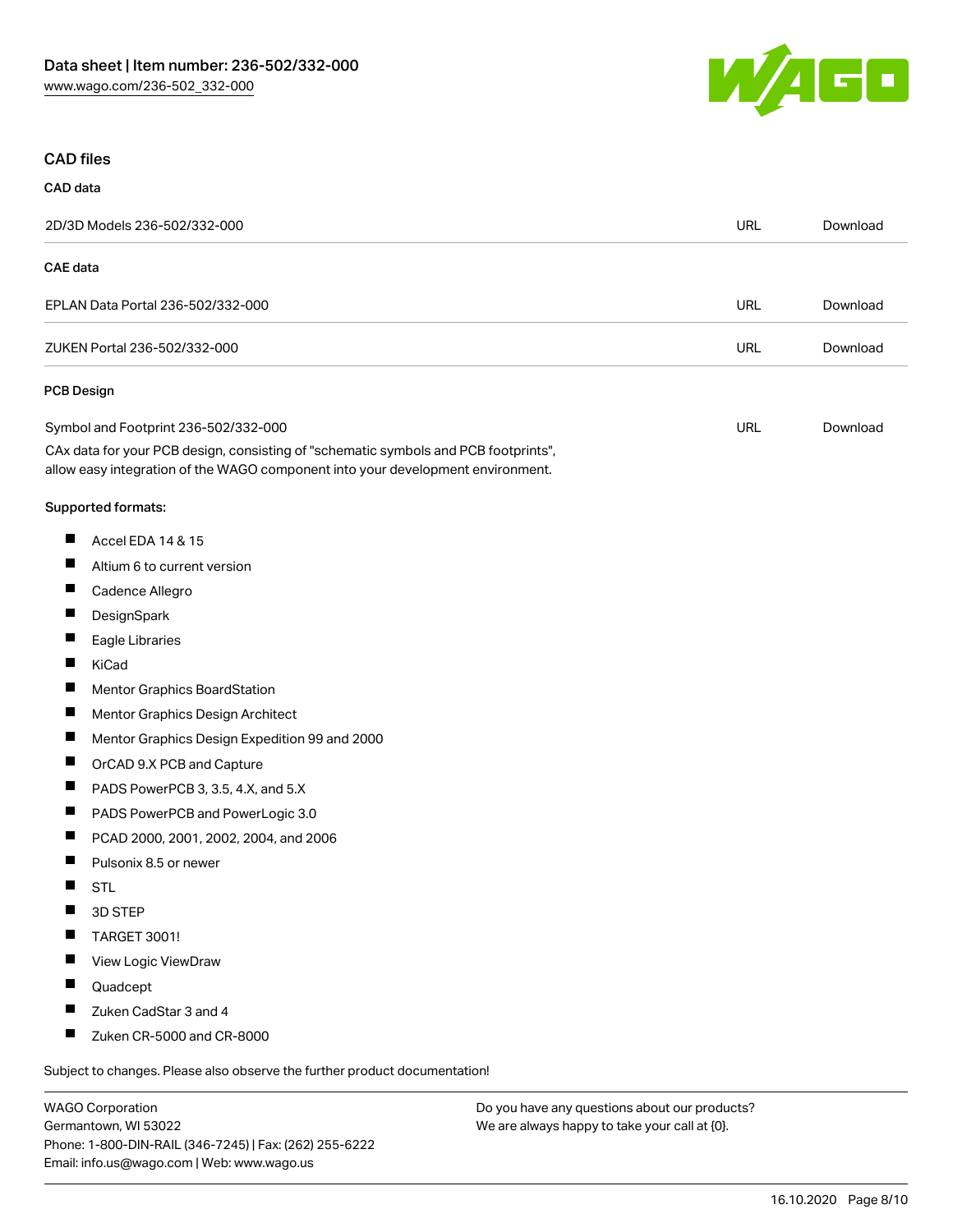## CAD files

### CAD data

| | | |
|---|---|---|
| 2D/3D Models 236-502/332-000 | URL | Download |

### CAE data

| | | |
|---|---|---|
| EPLAN Data Portal 236-502/332-000 | URL | Download |
| ZUKEN Portal 236-502/332-000 | URL | Download |

### PCB Design

| | | |
|---|---|---|
| Symbol and Footprint 236-502/332-000 | URL | Download |

CAx data for your PCB design, consisting of "schematic symbols and PCB footprints", allow easy integration of the WAGO component into your development environment.

Supported formats:

- Accel EDA 14 & 15
- Altium 6 to current version
- Cadence Allegro
- DesignSpark
- Eagle Libraries
- KiCad
- Mentor Graphics BoardStation
- Mentor Graphics Design Architect
- Mentor Graphics Design Expedition 99 and 2000
- OrCAD 9.X PCB and Capture
- PADS PowerPCB 3, 3.5, 4.X, and 5.X
- PADS PowerPCB and PowerLogic 3.0
- PCAD 2000, 2001, 2002, 2004, and 2006
- Pulsonix 8.5 or newer
- STL
- 3D STEP
- TARGET 3001!
- View Logic ViewDraw
- Quadcept
- Zuken CadStar 3 and 4
- Zuken CR-5000 and CR-8000

Subject to changes. Please also observe the further product documentation!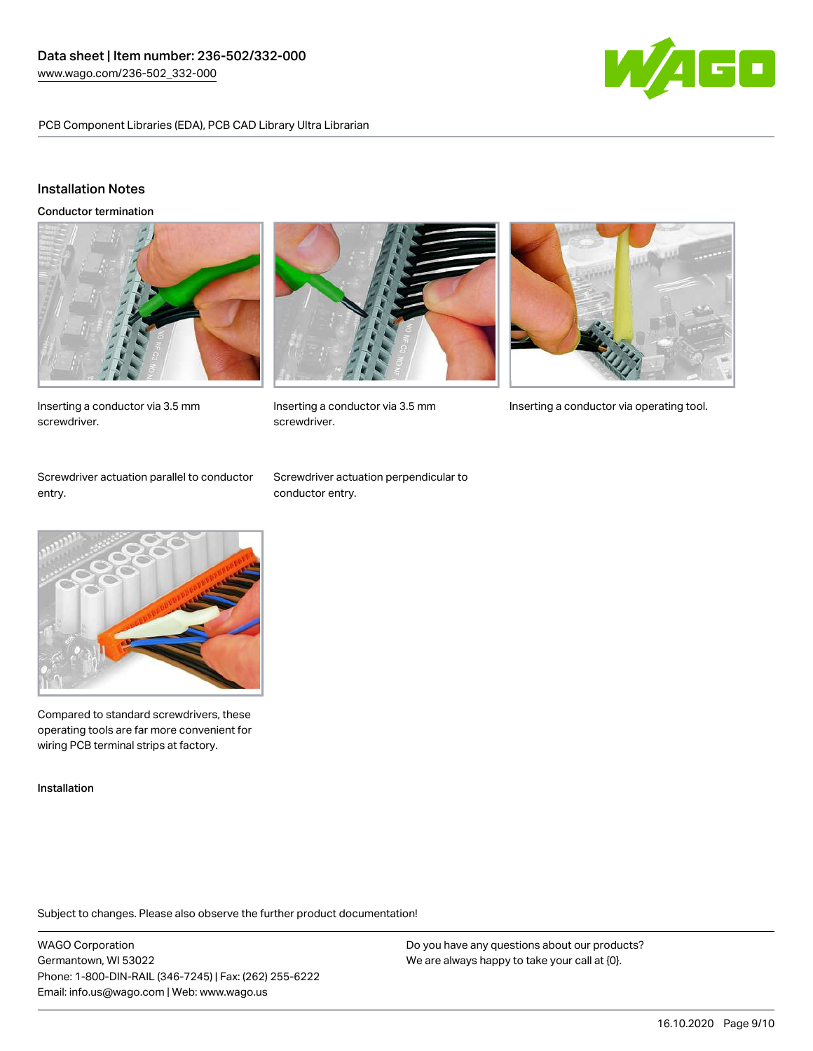## Installation Notes

### Conductor termination

Inserting a conductor via 3.5 mm screwdriver.

Inserting a conductor via 3.5 mm screwdriver.

Inserting a conductor via operating tool.

Screwdriver actuation parallel to conductor entry.

Screwdriver actuation perpendicular to conductor entry.

Compared to standard screwdrivers, these operating tools are far more convenient for wiring PCB terminal strips at factory.

### Installation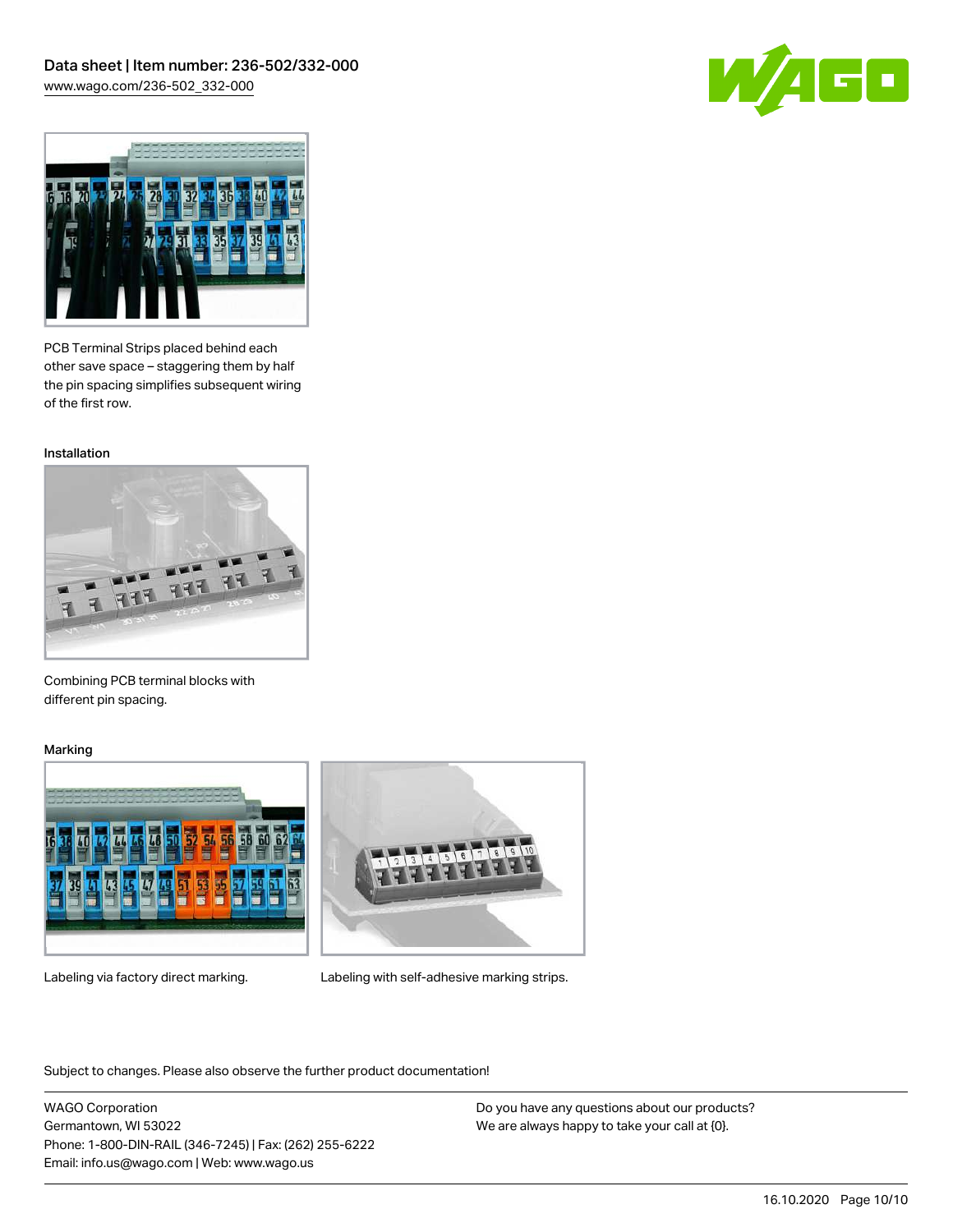PCB Terminal Strips placed behind each other save space – staggering them by half the pin spacing simplifies subsequent wiring of the first row.

### Installation

Combining PCB terminal blocks with different pin spacing.

### Marking

Labeling via factory direct marking.

Labeling with self-adhesive marking strips.

Subject to changes. Please also observe the further product documentation!

WAGO Corporation
Germantown, WI 53022
Phone: 1-800-DIN-RAIL (346-7245) | Fax: (262) 255-6222
Email: info.us@wago.com | Web: www.wago.us

Do you have any questions about our products?
We are always happy to take your call at {0}.